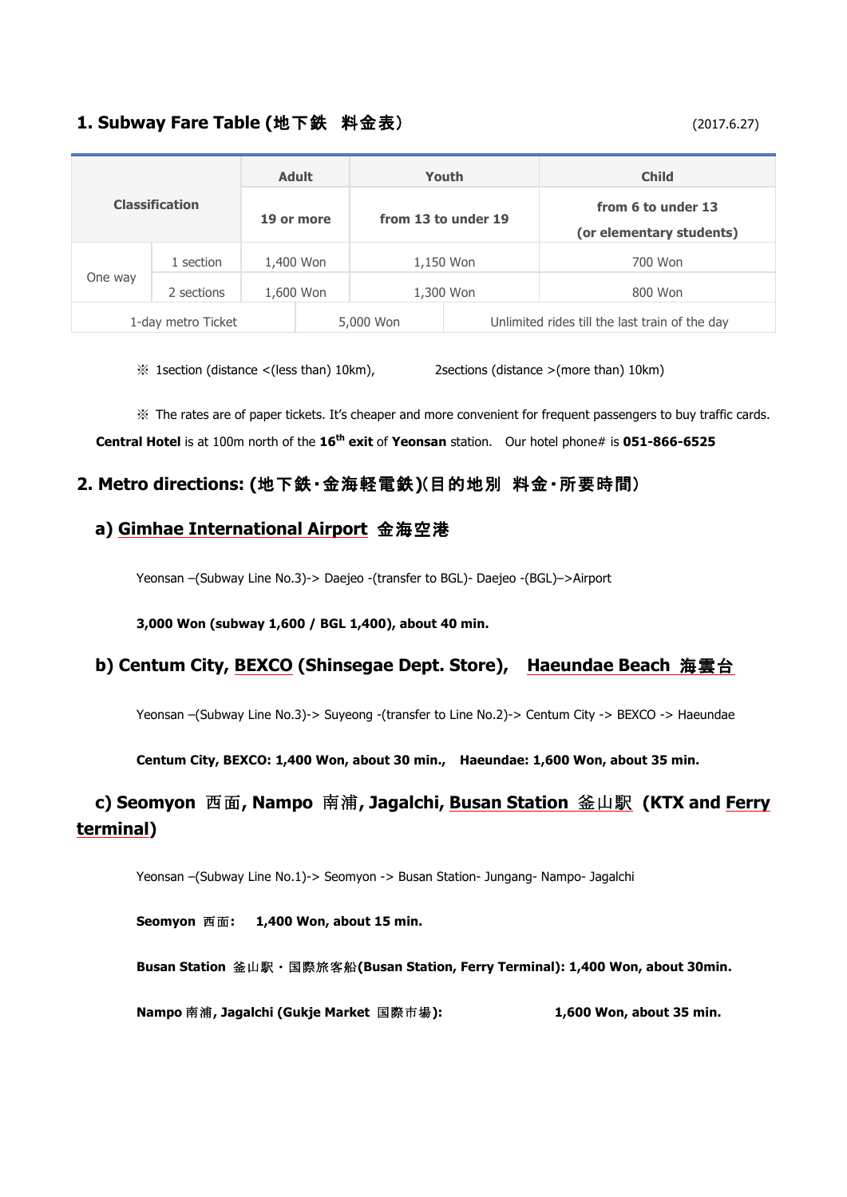## 1. Subway Fare Table (地下鉄　料金表)

(2017.6.27)

| Classification | | Adult | Youth | Child |
|---|---|---|---|---|
| | | 19 or more | from 13 to under 19 | from 6 to under 13 (or elementary students) |
| One way | 1 section | 1,400 Won | 1,150 Won | 700 Won |
| | 2 sections | 1,600 Won | 1,300 Won | 800 Won |
| 1-day metro Ticket | | 5,000 Won | Unlimited rides till the last train of the day | |

※ 1section (distance <(less than) 10km), 2sections (distance >(more than) 10km)

※ The rates are of paper tickets. It's cheaper and more convenient for frequent passengers to buy traffic cards.

**Central Hotel** is at 100m north of the **16th exit** of **Yeonsan** station. Our hotel phone# is **051-866-6525**

## 2. Metro directions: (地下鉄･金海軽電鉄)(目的地別　料金･所要時間)

### a) Gimhae International Airport 金海空港

Yeonsan –(Subway Line No.3)-> Daejeo -(transfer to BGL)- Daejeo -(BGL)–>Airport

**3,000 Won (subway 1,600 / BGL 1,400), about 40 min.**

### b) Centum City, BEXCO (Shinsegae Dept. Store), Haeundae Beach 海雲台

Yeonsan –(Subway Line No.3)-> Suyeong -(transfer to Line No.2)-> Centum City -> BEXCO -> Haeundae

**Centum City, BEXCO: 1,400 Won, about 30 min., Haeundae: 1,600 Won, about 35 min.**

### c) Seomyon 西面, Nampo 南浦, Jagalchi, Busan Station 釜山駅 (KTX and Ferry terminal)

Yeonsan –(Subway Line No.1)-> Seomyon -> Busan Station- Jungang- Nampo- Jagalchi

**Seomyon 西面: 1,400 Won, about 15 min.**

**Busan Station 釜山駅・国際旅客船(Busan Station, Ferry Terminal): 1,400 Won, about 30min.**

**Nampo 南浦, Jagalchi (Gukje Market 国際市場): 1,600 Won, about 35 min.**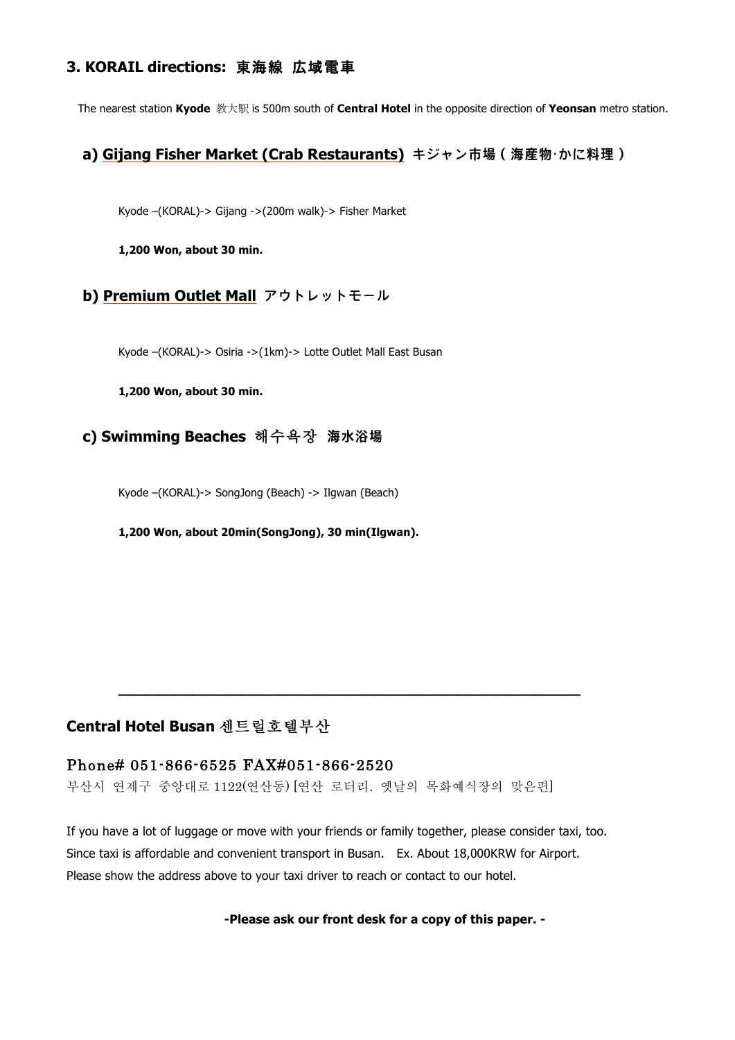## 3. KORAIL directions: 東海線 広域電車

The nearest station **Kyode** 教大駅 is 500m south of **Central Hotel** in the opposite direction of **Yeonsan** metro station.

### a) <u>Gijang Fisher Market (Crab Restaurants)</u> キジャン市場（海産物·かに料理）

Kyode –(KORAL)-> Gijang ->(200m walk)-> Fisher Market

**1,200 Won, about 30 min.**

### b) <u>Premium Outlet Mall</u> アウトレットモール

Kyode –(KORAL)-> Osiria ->(1km)-> Lotte Outlet Mall East Busan

**1,200 Won, about 30 min.**

### c) Swimming Beaches 해수욕장 海水浴場

Kyode –(KORAL)-> SongJong (Beach) -> Ilgwan (Beach)

**1,200 Won, about 20min(SongJong), 30 min(Ilgwan).**

---

**Central Hotel Busan** 센트럴호텔부산

Phone# 051-866-6525 FAX#051-866-2520

부산시 연제구 중앙대로 1122(연산동) [연산 로터리. 옛날의 목화예식장의 맞은편]

If you have a lot of luggage or move with your friends or family together, please consider taxi, too. Since taxi is affordable and convenient transport in Busan. Ex. About 18,000KRW for Airport. Please show the address above to your taxi driver to reach or contact to our hotel.

**-Please ask our front desk for a copy of this paper. -**